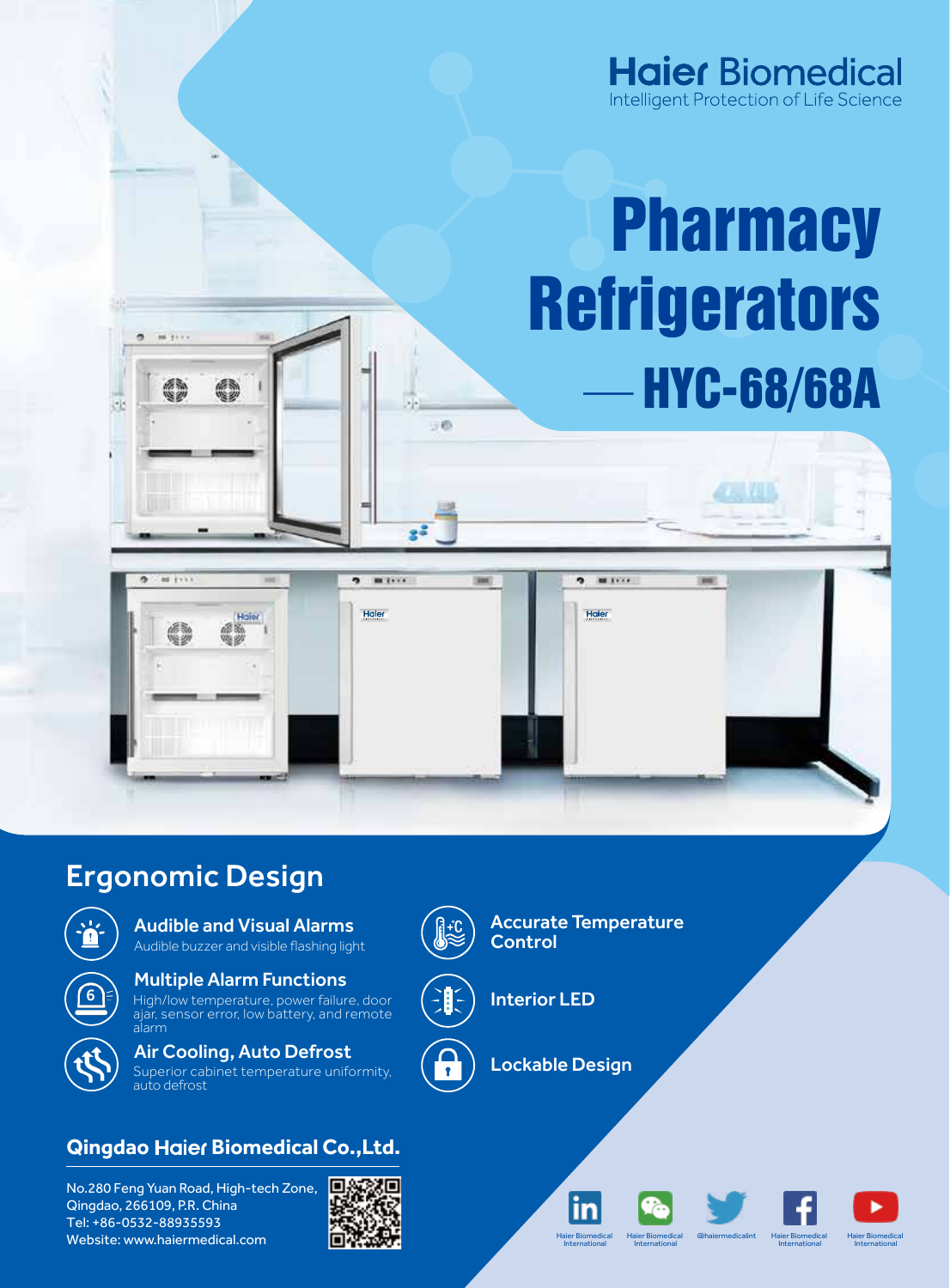Haier Biomedical
Intelligent Protection of Life Science

# Pharmacy Refrigerators

## — HYC-68/68A

## Ergonomic Design

**Audible and Visual Alarms**
Audible buzzer and visible flashing light

**Multiple Alarm Functions**
High/low temperature, power failure, door ajar, sensor error, low battery, and remote alarm

**Air Cooling, Auto Defrost**
Superior cabinet temperature uniformity, auto defrost

**Accurate Temperature Control**

**Interior LED**

**Lockable Design**

### Qingdao Haier Biomedical Co.,Ltd.

No.280 Feng Yuan Road, High-tech Zone, Qingdao, 266109, P.R. China
Tel: +86-0532-88935593
Website: www.haiermedical.com

Haier Biomedical International | Haier Biomedical International | @haiermedicalint | Haier Biomedical International | Haier Biomedical International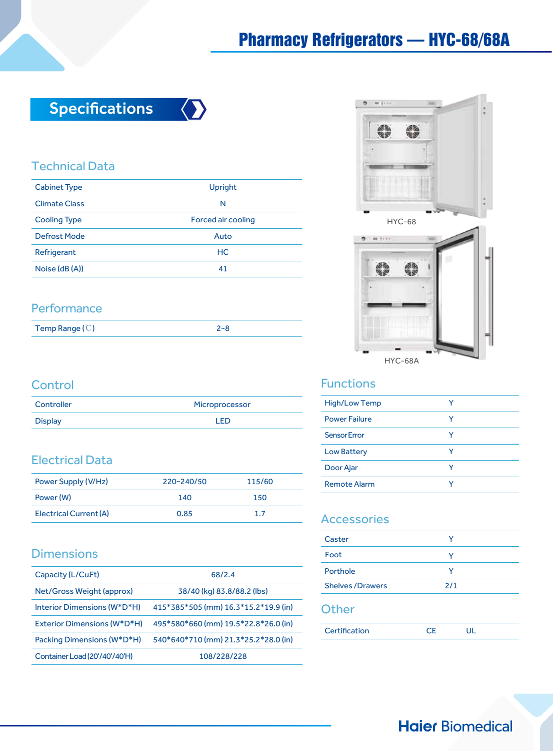# Pharmacy Refrigerators — HYC-68/68A

## Specifications

### Technical Data

| | |
|---|---|
| Cabinet Type | Upright |
| Climate Class | N |
| Cooling Type | Forced air cooling |
| Defrost Mode | Auto |
| Refrigerant | HC |
| Noise (dB (A)) | 41 |

### Performance

| | |
|---|---|
| Temp Range (℃) | 2~8 |

HYC-68

HYC-68A

### Control

| | |
|---|---|
| Controller | Microprocessor |
| Display | LED |

### Electrical Data

| | | |
|---|---|---|
| Power Supply (V/Hz) | 220~240/50 | 115/60 |
| Power (W) | 140 | 150 |
| Electrical Current (A) | 0.85 | 1.7 |

### Dimensions

| | |
|---|---|
| Capacity (L/CuFt) | 68/2.4 |
| Net/Gross Weight (approx) | 38/40 (kg) 83.8/88.2 (lbs) |
| Interior Dimensions (W*D*H) | 415*385*505 (mm) 16.3*15.2*19.9 (in) |
| Exterior Dimensions (W*D*H) | 495*580*660 (mm) 19.5*22.8*26.0 (in) |
| Packing Dimensions (W*D*H) | 540*640*710 (mm) 21.3*25.2*28.0 (in) |
| Container Load (20'/40'/40'H) | 108/228/228 |

### Functions

| | |
|---|---|
| High/Low Temp | Y |
| Power Failure | Y |
| Sensor Error | Y |
| Low Battery | Y |
| Door Ajar | Y |
| Remote Alarm | Y |

### Accessories

| | |
|---|---|
| Caster | Y |
| Foot | Y |
| Porthole | Y |
| Shelves /Drawers | 2/1 |

### Other

| | | |
|---|---|---|
| Certification | CE | UL |

Haier Biomedical